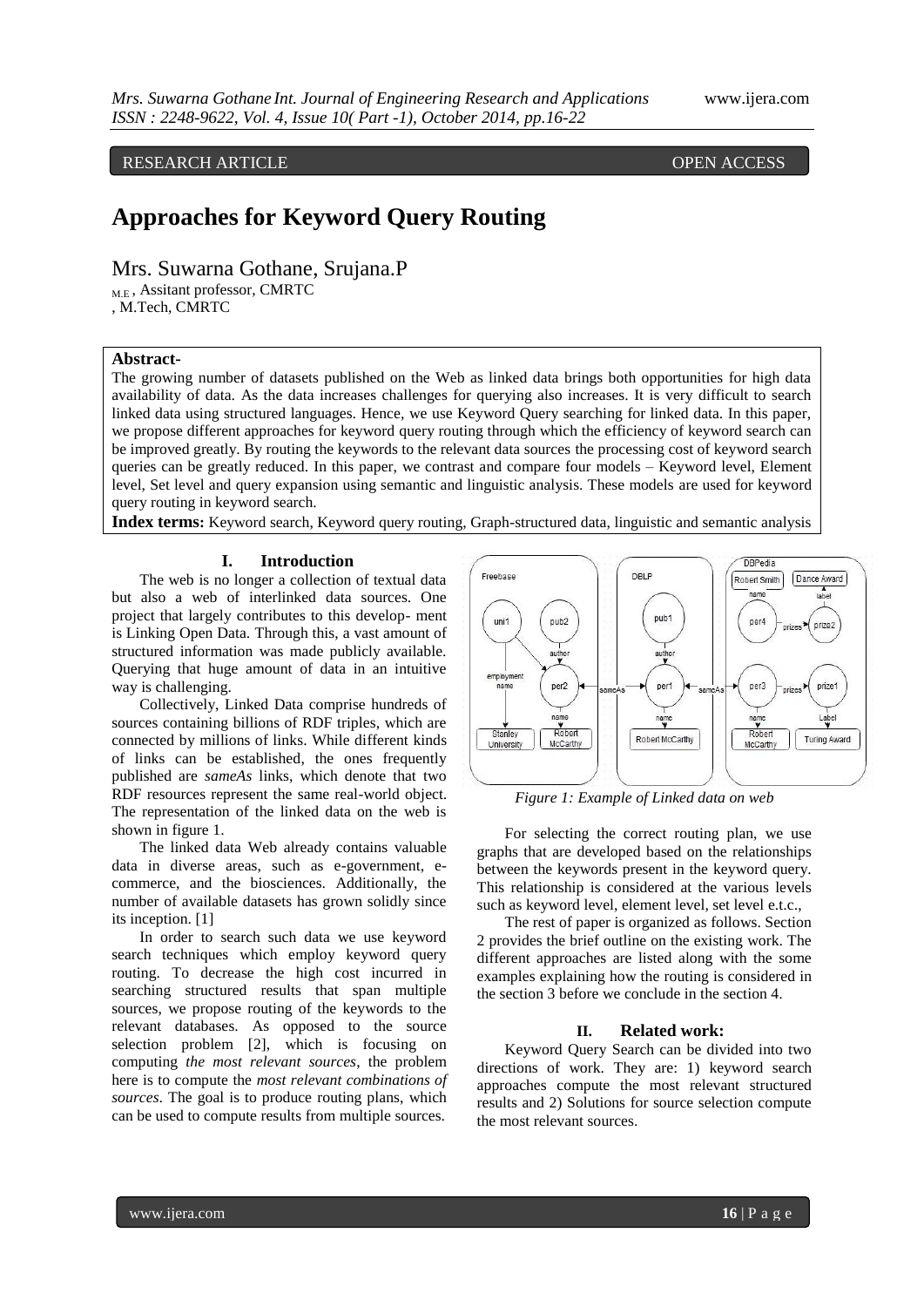RESEARCH ARTICLE OPEN ACCESS

# Approaches for Keyword Query Routing

Mrs. Suwarna Gothane, Srujana.P

M.E , Assitant professor, CMRTC

, M.Tech, CMRTC

**Abstract-**

The growing number of datasets published on the Web as linked data brings both opportunities for high data availability of data. As the data increases challenges for querying also increases. It is very difficult to search linked data using structured languages. Hence, we use Keyword Query searching for linked data. In this paper, we propose different approaches for keyword query routing through which the efficiency of keyword search can be improved greatly. By routing the keywords to the relevant data sources the processing cost of keyword search queries can be greatly reduced. In this paper, we contrast and compare four models – Keyword level, Element level, Set level and query expansion using semantic and linguistic analysis. These models are used for keyword query routing in keyword search.

**Index terms:** Keyword search, Keyword query routing, Graph-structured data, linguistic and semantic analysis

## I. Introduction

The web is no longer a collection of textual data but also a web of interlinked data sources. One project that largely contributes to this develop- ment is Linking Open Data. Through this, a vast amount of structured information was made publicly available. Querying that huge amount of data in an intuitive way is challenging.

Collectively, Linked Data comprise hundreds of sources containing billions of RDF triples, which are connected by millions of links. While different kinds of links can be established, the ones frequently published are *sameAs* links, which denote that two RDF resources represent the same real-world object. The representation of the linked data on the web is shown in figure 1.

The linked data Web already contains valuable data in diverse areas, such as e-government, e-commerce, and the biosciences. Additionally, the number of available datasets has grown solidly since its inception. [1]

In order to search such data we use keyword search techniques which employ keyword query routing. To decrease the high cost incurred in searching structured results that span multiple sources, we propose routing of the keywords to the relevant databases. As opposed to the source selection problem [2], which is focusing on computing *the most relevant sources*, the problem here is to compute the *most relevant combinations of sources*. The goal is to produce routing plans, which can be used to compute results from multiple sources.

*Figure 1: Example of Linked data on web*

For selecting the correct routing plan, we use graphs that are developed based on the relationships between the keywords present in the keyword query. This relationship is considered at the various levels such as keyword level, element level, set level e.t.c.,

The rest of paper is organized as follows. Section 2 provides the brief outline on the existing work. The different approaches are listed along with the some examples explaining how the routing is considered in the section 3 before we conclude in the section 4.

## II. Related work:

Keyword Query Search can be divided into two directions of work. They are: 1) keyword search approaches compute the most relevant structured results and 2) Solutions for source selection compute the most relevant sources.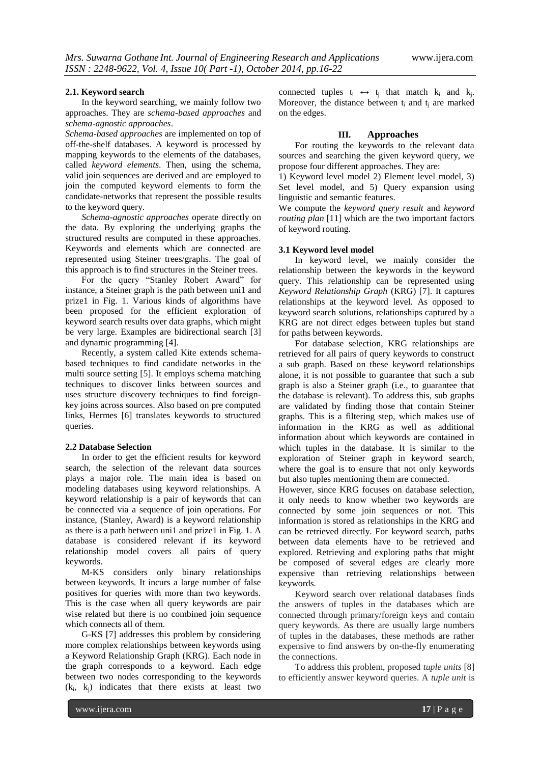### 2.1. Keyword search

In the keyword searching, we mainly follow two approaches. They are *schema-based approaches* and *schema-agnostic approaches*.

*Schema-based approaches* are implemented on top of off-the-shelf databases. A keyword is processed by mapping keywords to the elements of the databases, called *keyword elements*. Then, using the schema, valid join sequences are derived and are employed to join the computed keyword elements to form the candidate-networks that represent the possible results to the keyword query.

*Schema-agnostic approaches* operate directly on the data. By exploring the underlying graphs the structured results are computed in these approaches. Keywords and elements which are connected are represented using Steiner trees/graphs. The goal of this approach is to find structures in the Steiner trees.

For the query "Stanley Robert Award" for instance, a Steiner graph is the path between uni1 and prize1 in Fig. 1. Various kinds of algorithms have been proposed for the efficient exploration of keyword search results over data graphs, which might be very large. Examples are bidirectional search [3] and dynamic programming [4].

Recently, a system called Kite extends schema-based techniques to find candidate networks in the multi source setting [5]. It employs schema matching techniques to discover links between sources and uses structure discovery techniques to find foreign-key joins across sources. Also based on pre computed links, Hermes [6] translates keywords to structured queries.

### 2.2 Database Selection

In order to get the efficient results for keyword search, the selection of the relevant data sources plays a major role. The main idea is based on modeling databases using keyword relationships. A keyword relationship is a pair of keywords that can be connected via a sequence of join operations. For instance, (Stanley, Award) is a keyword relationship as there is a path between uni1 and prize1 in Fig. 1. A database is considered relevant if its keyword relationship model covers all pairs of query keywords.

M-KS considers only binary relationships between keywords. It incurs a large number of false positives for queries with more than two keywords. This is the case when all query keywords are pair wise related but there is no combined join sequence which connects all of them.

G-KS [7] addresses this problem by considering more complex relationships between keywords using a Keyword Relationship Graph (KRG). Each node in the graph corresponds to a keyword. Each edge between two nodes corresponding to the keywords $(k_i, k_j)$ indicates that there exists at least two connected tuples $t_i \leftrightarrow t_j$ that match $k_i$ and $k_j$. Moreover, the distance between $t_i$ and $t_j$ are marked on the edges.

## III. Approaches

For routing the keywords to the relevant data sources and searching the given keyword query, we propose four different approaches. They are:

1) Keyword level model 2) Element level model, 3) Set level model, and 5) Query expansion using linguistic and semantic features.

We compute the *keyword query result* and *keyword routing plan* [11] which are the two important factors of keyword routing.

### 3.1 Keyword level model

In keyword level, we mainly consider the relationship between the keywords in the keyword query. This relationship can be represented using *Keyword Relationship Graph* (KRG) [7]. It captures relationships at the keyword level. As opposed to keyword search solutions, relationships captured by a KRG are not direct edges between tuples but stand for paths between keywords.

For database selection, KRG relationships are retrieved for all pairs of query keywords to construct a sub graph. Based on these keyword relationships alone, it is not possible to guarantee that such a sub graph is also a Steiner graph (i.e., to guarantee that the database is relevant). To address this, sub graphs are validated by finding those that contain Steiner graphs. This is a filtering step, which makes use of information in the KRG as well as additional information about which keywords are contained in which tuples in the database. It is similar to the exploration of Steiner graph in keyword search, where the goal is to ensure that not only keywords but also tuples mentioning them are connected.

However, since KRG focuses on database selection, it only needs to know whether two keywords are connected by some join sequences or not. This information is stored as relationships in the KRG and can be retrieved directly. For keyword search, paths between data elements have to be retrieved and explored. Retrieving and exploring paths that might be composed of several edges are clearly more expensive than retrieving relationships between keywords.

Keyword search over relational databases finds the answers of tuples in the databases which are connected through primary/foreign keys and contain query keywords. As there are usually large numbers of tuples in the databases, these methods are rather expensive to find answers by on-the-fly enumerating the connections.

To address this problem, proposed *tuple units* [8] to efficiently answer keyword queries. A *tuple unit* is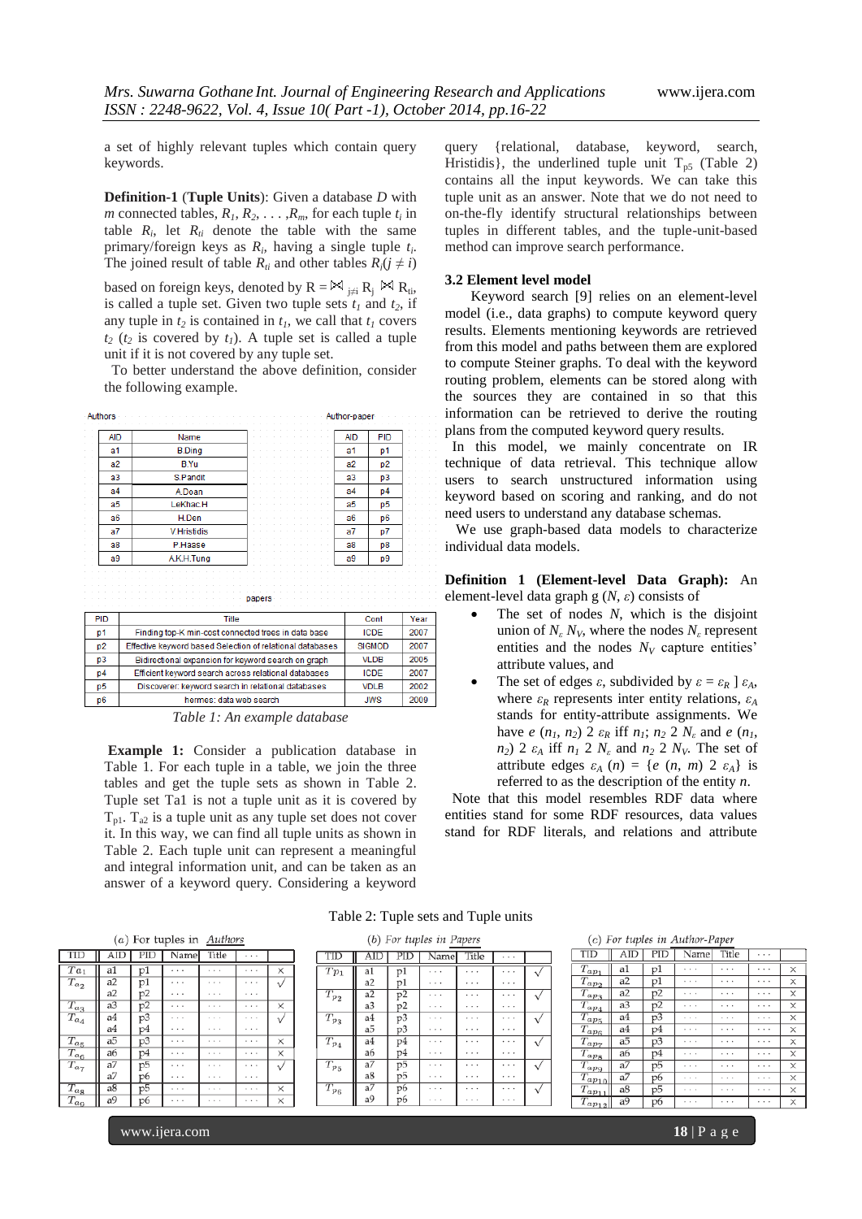a set of highly relevant tuples which contain query keywords.

**Definition-1** (**Tuple Units**): Given a database *D* with *m* connected tables, $R_1, R_2, \ldots, R_m$, for each tuple $t_i$ in table $R_i$, let $R_{ti}$ denote the table with the same primary/foreign keys as $R_i$, having a single tuple $t_i$. The joined result of table $R_{ti}$ and other tables $R_j (j \neq i)$ based on foreign keys, denoted by $R = \bowtie_{j \neq i} R_j \bowtie R_{ti}$, is called a tuple set. Given two tuple sets $t_1$ and $t_2$, if any tuple in $t_2$ is contained in $t_1$, we call that $t_1$ covers $t_2$ ($t_2$ is covered by $t_1$). A tuple set is called a tuple unit if it is not covered by any tuple set.

To better understand the above definition, consider the following example.

Authors

| AID | Name |
|---|---|
| a1 | B.Ding |
| a2 | B.Yu |
| a3 | S.Pandit |
| a4 | A.Doan |
| a5 | LeKhac.H |
| a6 | H.Den |
| a7 | V.Hristidis |
| a8 | P.Hasse |
| a9 | A.K.H.Tung |

Author-paper

| AID | PID |
|---|---|
| a1 | p1 |
| a2 | p2 |
| a3 | p3 |
| a4 | p4 |
| a5 | p5 |
| a6 | p6 |
| a7 | p7 |
| a8 | p8 |
| a9 | p9 |

papers

| PID | Title | Conf | Year |
|---|---|---|---|
| p1 | Finding top-K min-cost connected trees in data base | ICDE | 2007 |
| p2 | Effective keyword based Selection of relational databases | SIGMOD | 2007 |
| p3 | Bidirectional expansion for keyword search on graph | VLDB | 2005 |
| p4 | Efficient keyword search across relational databases | ICDE | 2007 |
| p5 | Discoverer: keyword search in relational databases | VDLB | 2002 |
| p6 | hermes: data web search | JWS | 2009 |

*Table 1: An example database*

**Example 1:** Consider a publication database in Table 1. For each tuple in a table, we join the three tables and get the tuple sets as shown in Table 2. Tuple set Ta1 is not a tuple unit as it is covered by $T_{p1}$. $T_{a2}$ is a tuple unit as any tuple set does not cover it. In this way, we can find all tuple units as shown in Table 2. Each tuple unit can represent a meaningful and integral information unit, and can be taken as an answer of a keyword query. Considering a keyword query {relational, database, keyword, search, Hristidis}, the underlined tuple unit $T_{p5}$ (Table 2) contains all the input keywords. We can take this tuple unit as an answer. Note that we do not need to on-the-fly identify structural relationships between tuples in different tables, and the tuple-unit-based method can improve search performance.

### 3.2 Element level model

Keyword search [9] relies on an element-level model (i.e., data graphs) to compute keyword query results. Elements mentioning keywords are retrieved from this model and paths between them are explored to compute Steiner graphs. To deal with the keyword routing problem, elements can be stored along with the sources they are contained in so that this information can be retrieved to derive the routing plans from the computed keyword query results.

In this model, we mainly concentrate on IR technique of data retrieval. This technique allow users to search unstructured information using keyword based on scoring and ranking, and do not need users to understand any database schemas.

We use graph-based data models to characterize individual data models.

**Definition 1 (Element-level Data Graph):** An element-level data graph g $(N, \varepsilon)$ consists of

- The set of nodes *N*, which is the disjoint union of $N_\varepsilon$ $N_V$, where the nodes $N_\varepsilon$ represent entities and the nodes $N_V$ capture entities' attribute values, and
- The set of edges $\varepsilon$, subdivided by $\varepsilon = \varepsilon_R$ ] $\varepsilon_A$, where $\varepsilon_R$ represents inter entity relations, $\varepsilon_A$ stands for entity-attribute assignments. We have *e* $(n_1, n_2)$ 2 $\varepsilon_R$ iff $n_1$; $n_2$ 2 $N_\varepsilon$ and *e* $(n_1, n_2)$ 2 $\varepsilon_A$ iff $n_1$ 2 $N_\varepsilon$ and $n_2$ 2 $N_V$. The set of attribute edges $\varepsilon_A$ $(n)$ = {*e* $(n, m)$ 2 $\varepsilon_A$} is referred to as the description of the entity *n*.

Note that this model resembles RDF data where entities stand for some RDF resources, data values stand for RDF literals, and relations and attribute

Table 2: Tuple sets and Tuple units

(a) For tuples in *Authors*

| TID | AID | PID | Name | Title | ··· | |
|---|---|---|---|---|---|---|
| $T_{a_1}$ | a1 | p1 | ··· | ··· | ··· | × |
| $T_{a_2}$ | a2 | p1 | ··· | ··· | ··· | √ |
| | a2 | p2 | ··· | ··· | ··· | |
| $T_{a_3}$ | a3 | p2 | ··· | ··· | ··· | × |
| $T_{a_4}$ | a4 | p3 | ··· | ··· | ··· | √ |
| | a4 | p4 | ··· | ··· | ··· | |
| $T_{a_5}$ | a5 | p3 | ··· | ··· | ··· | × |
| $T_{a_6}$ | a6 | p4 | ··· | ··· | ··· | × |
| $T_{a_7}$ | a7 | p5 | ··· | ··· | ··· | √ |
| | a7 | p6 | ··· | ··· | ··· | |
| $T_{a_8}$ | a8 | p5 | ··· | ··· | ··· | × |
| $T_{a_9}$ | a9 | p6 | ··· | ··· | ··· | × |

(b) For tuples in *Papers*

| TID | AID | PID | Name | Title | ··· | |
|---|---|---|---|---|---|---|
| $T_{p_1}$ | a1 | p1 | ··· | ··· | ··· | √ |
| | a2 | p1 | ··· | ··· | ··· | |
| $T_{p_2}$ | a2 | p2 | ··· | ··· | ··· | √ |
| | a3 | p2 | ··· | ··· | ··· | |
| $T_{p_3}$ | a4 | p3 | ··· | ··· | ··· | √ |
| | a5 | p3 | ··· | ··· | ··· | |
| $T_{p_4}$ | a4 | p4 | ··· | ··· | ··· | √ |
| | a6 | p4 | ··· | ··· | ··· | |
| $T_{p_5}$ | a7 | p5 | ··· | ··· | ··· | √ |
| | a8 | p5 | ··· | ··· | ··· | |
| $T_{p_6}$ | a7 | p6 | ··· | ··· | ··· | √ |
| | a9 | p6 | ··· | ··· | ··· | |

(c) For tuples in *Author-Paper*

| TID | AID | PID | Name | Title | ··· | |
|---|---|---|---|---|---|---|
| $T_{ap_1}$ | a1 | p1 | ··· | ··· | ··· | × |
| $T_{ap_2}$ | a2 | p1 | ··· | ··· | ··· | × |
| $T_{ap_3}$ | a2 | p2 | ··· | ··· | ··· | × |
| $T_{ap_4}$ | a3 | p2 | ··· | ··· | ··· | × |
| $T_{ap_5}$ | a4 | p3 | ··· | ··· | ··· | × |
| $T_{ap_6}$ | a4 | p4 | ··· | ··· | ··· | × |
| $T_{ap_7}$ | a5 | p3 | ··· | ··· | ··· | × |
| $T_{ap_8}$ | a6 | p4 | ··· | ··· | ··· | × |
| $T_{ap_9}$ | a7 | p5 | ··· | ··· | ··· | × |
| $T_{ap_{10}}$ | a7 | p6 | ··· | ··· | ··· | × |
| $T_{ap_{11}}$ | a8 | p5 | ··· | ··· | ··· | × |
| $T_{ap_{12}}$ | a9 | p6 | ··· | ··· | ··· | × |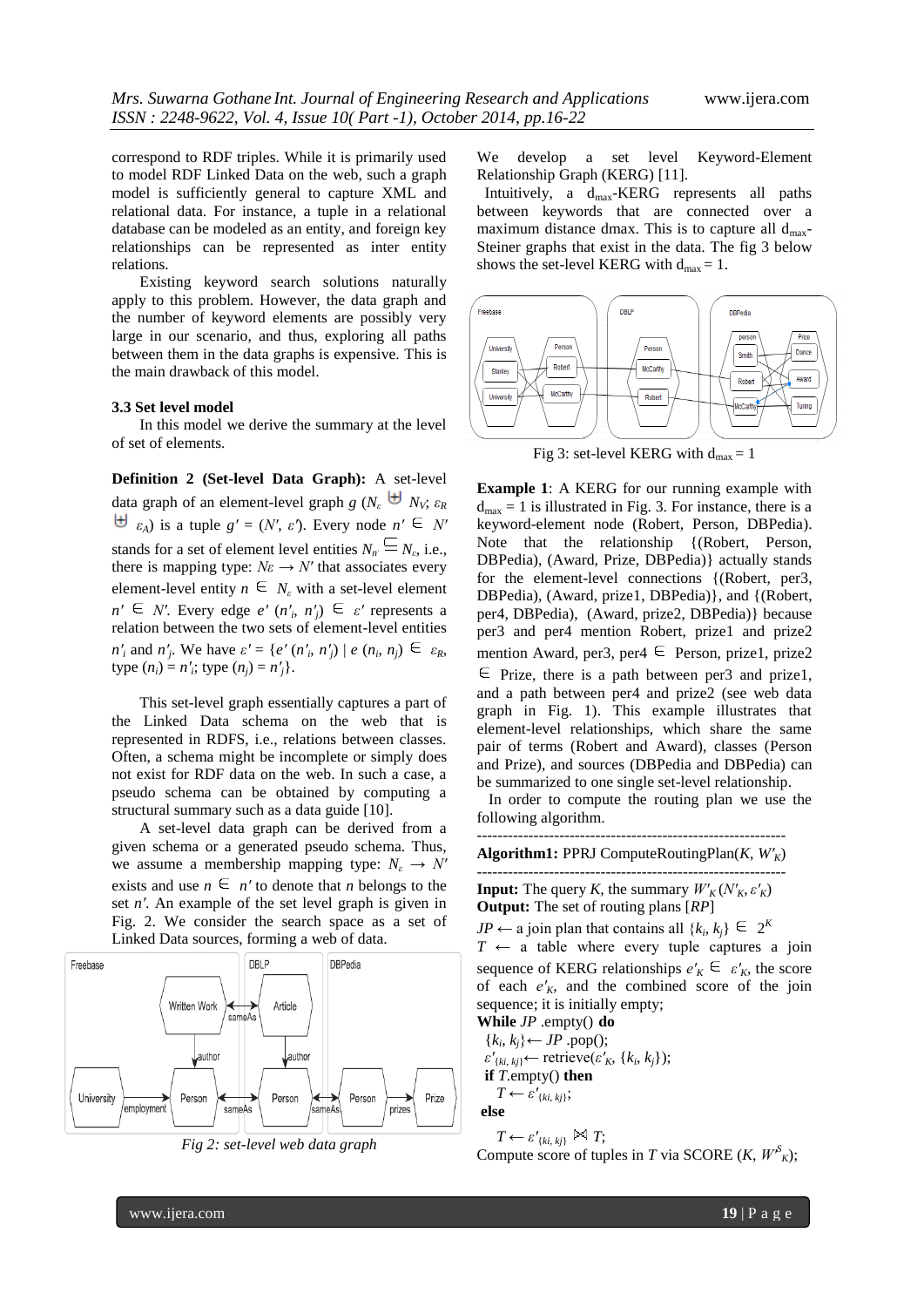correspond to RDF triples. While it is primarily used to model RDF Linked Data on the web, such a graph model is sufficiently general to capture XML and relational data. For instance, a tuple in a relational database can be modeled as an entity, and foreign key relationships can be represented as inter entity relations.

Existing keyword search solutions naturally apply to this problem. However, the data graph and the number of keyword elements are possibly very large in our scenario, and thus, exploring all paths between them in the data graphs is expensive. This is the main drawback of this model.

### 3.3 Set level model

In this model we derive the summary at the level of set of elements.

**Definition 2 (Set-level Data Graph):** A set-level data graph of an element-level graph $g$ ($N_\varepsilon \uplus N_V$; $\varepsilon_R \uplus \varepsilon_A$) is a tuple $g' = (N', \varepsilon')$. Every node $n' \in N'$ stands for a set of element level entities $N_{n'} \subseteq N_\varepsilon$, i.e., there is mapping type: $N\varepsilon \rightarrow N'$ that associates every element-level entity $n \in N_\varepsilon$ with a set-level element $n' \in N'$. Every edge $e'$ $(n'_i, n'_j) \in \varepsilon'$ represents a relation between the two sets of element-level entities $n'_i$ and $n'_j$. We have $\varepsilon' = \{e' (n'_i, n'_j) \mid e\ (n_i, n_j) \in \varepsilon_R$, type $(n_i) = n'_i$; type $(n_j) = n'_j\}$.

This set-level graph essentially captures a part of the Linked Data schema on the web that is represented in RDFS, i.e., relations between classes. Often, a schema might be incomplete or simply does not exist for RDF data on the web. In such a case, a pseudo schema can be obtained by computing a structural summary such as a data guide [10].

A set-level data graph can be derived from a given schema or a generated pseudo schema. Thus, we assume a membership mapping type: $N_\varepsilon \rightarrow N'$ exists and use $n \in n'$ to denote that $n$ belongs to the set $n'$. An example of the set level graph is given in Fig. 2. We consider the search space as a set of Linked Data sources, forming a web of data.

*Fig 2: set-level web data graph*

We develop a set level Keyword-Element Relationship Graph (KERG) [11].

Intuitively, a $d_{max}$-KERG represents all paths between keywords that are connected over a maximum distance dmax. This is to capture all $d_{max}$-Steiner graphs that exist in the data. The fig 3 below shows the set-level KERG with $d_{max} = 1$.

Fig 3: set-level KERG with $d_{max} = 1$

**Example 1**: A KERG for our running example with $d_{max} = 1$ is illustrated in Fig. 3. For instance, there is a keyword-element node (Robert, Person, DBPedia). Note that the relationship {(Robert, Person, DBPedia), (Award, Prize, DBPedia)} actually stands for the element-level connections {(Robert, per3, DBPedia), (Award, prize1, DBPedia)}, and {(Robert, per4, DBPedia), (Award, prize2, DBPedia)} because per3 and per4 mention Robert, prize1 and prize2 mention Award, per3, per4 $\in$ Person, prize1, prize2 $\in$ Prize, there is a path between per3 and prize1, and a path between per4 and prize2 (see web data graph in Fig. 1). This example illustrates that element-level relationships, which share the same pair of terms (Robert and Award), classes (Person and Prize), and sources (DBPedia and DBPedia) can be summarized to one single set-level relationship.

In order to compute the routing plan we use the following algorithm.

---

**Algorithm1:** PPRJ ComputeRoutingPlan($K$, $W'_K$)

---

**Input:** The query $K$, the summary $W'_K (N'_K, \varepsilon'_K)$
**Output:** The set of routing plans [$RP$]

$JP \leftarrow$ a join plan that contains all $\{k_i, k_j\} \in 2^K$
$T \leftarrow$ a table where every tuple captures a join sequence of KERG relationships $e'_K \in \varepsilon'_K$, the score of each $e'_K$, and the combined score of the join sequence; it is initially empty;
**While** $JP$ .empty() **do**
  $\{k_i, k_j\} \leftarrow JP$ .pop();
  $\varepsilon'_{\{ki, kj\}} \leftarrow$ retrieve($\varepsilon'_K$, $\{k_i, k_j\}$);
  **if** $T$.empty() **then**
    $T \leftarrow \varepsilon'_{\{ki, kj\}}$;
  **else**
    $T \leftarrow \varepsilon'_{\{ki, kj\}} \bowtie T$;
Compute score of tuples in $T$ via SCORE ($K$, $W'^S_K$);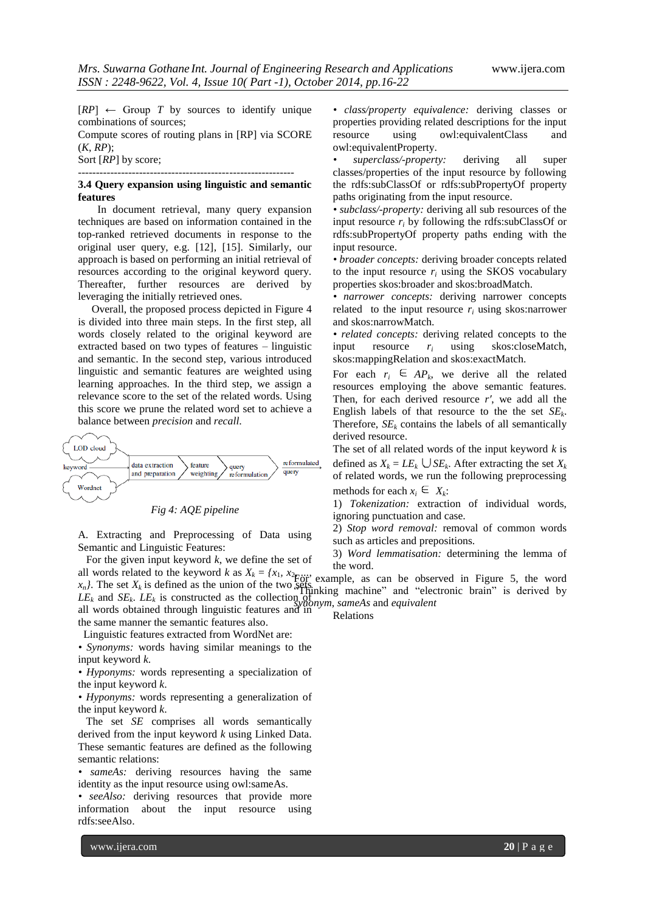[$RP$] ← Group $T$ by sources to identify unique combinations of sources;

Compute scores of routing plans in [RP] via SCORE ($K$, $RP$);

Sort [$RP$] by score;

---

### 3.4 Query expansion using linguistic and semantic features

In document retrieval, many query expansion techniques are based on information contained in the top-ranked retrieved documents in response to the original user query, e.g. [12], [15]. Similarly, our approach is based on performing an initial retrieval of resources according to the original keyword query. Thereafter, further resources are derived by leveraging the initially retrieved ones.

Overall, the proposed process depicted in Figure 4 is divided into three main steps. In the first step, all words closely related to the original keyword are extracted based on two types of features – linguistic and semantic. In the second step, various introduced linguistic and semantic features are weighted using learning approaches. In the third step, we assign a relevance score to the set of the related words. Using this score we prune the related word set to achieve a balance between *precision* and *recall.*

LOD cloud → keyword → data extraction and preparation → feature weighting → query reformulation → reformulated query; Wordnet

*Fig 4: AQE pipeline*

A. Extracting and Preprocessing of Data using Semantic and Linguistic Features:

For the given input keyword $k$, we define the set of all words related to the keyword $k$ as $X_k = \{x_1, x_2, \ldots, x_n\}$. The set $X_k$ is defined as the union of the two sets $LE_k$ and $SE_k$. $LE_k$ is constructed as the collection of all words obtained through linguistic features and in the same manner the semantic features also.

Linguistic features extracted from WordNet are:

- *Synonyms:* words having similar meanings to the input keyword $k$.
- *Hyponyms:* words representing a specialization of the input keyword $k$.
- *Hyponyms:* words representing a generalization of the input keyword $k$.

The set *SE* comprises all words semantically derived from the input keyword $k$ using Linked Data. These semantic features are defined as the following semantic relations:

- *sameAs:* deriving resources having the same identity as the input resource using owl:sameAs.
- *seeAlso:* deriving resources that provide more information about the input resource using rdfs:seeAlso.
- *class/property equivalence:* deriving classes or properties providing related descriptions for the input resource using owl:equivalentClass and owl:equivalentProperty.
- *superclass/-property:* deriving all super classes/properties of the input resource by following the rdfs:subClassOf or rdfs:subPropertyOf property paths originating from the input resource.
- *subclass/-property:* deriving all sub resources of the input resource $r_i$ by following the rdfs:subClassOf or rdfs:subPropertyOf property paths ending with the input resource.
- *broader concepts:* deriving broader concepts related to the input resource $r_i$ using the SKOS vocabulary properties skos:broader and skos:broadMatch.
- *narrower concepts:* deriving narrower concepts related to the input resource $r_i$ using skos:narrower and skos:narrowMatch.
- *related concepts:* deriving related concepts to the input resource $r_i$ using skos:closeMatch, skos:mappingRelation and skos:exactMatch.

For each $r_i \in AP_k$, we derive all the related resources employing the above semantic features. Then, for each derived resource $r'$, we add all the English labels of that resource to the the set $SE_k$. Therefore, $SE_k$ contains the labels of all semantically derived resource.

The set of all related words of the input keyword $k$ is defined as $X_k = LE_k \cup SE_k$. After extracting the set $X_k$ of related words, we run the following preprocessing methods for each $x_i \in X_k$:

1) *Tokenization:* extraction of individual words, ignoring punctuation and case.

2) *Stop word removal:* removal of common words such as articles and prepositions.

3) *Word lemmatisation:* determining the lemma of the word.

For example, as can be observed in Figure 5, the word "Thinking machine" and "electronic brain" is derived by *synonym, sameAs* and *equivalent* Relations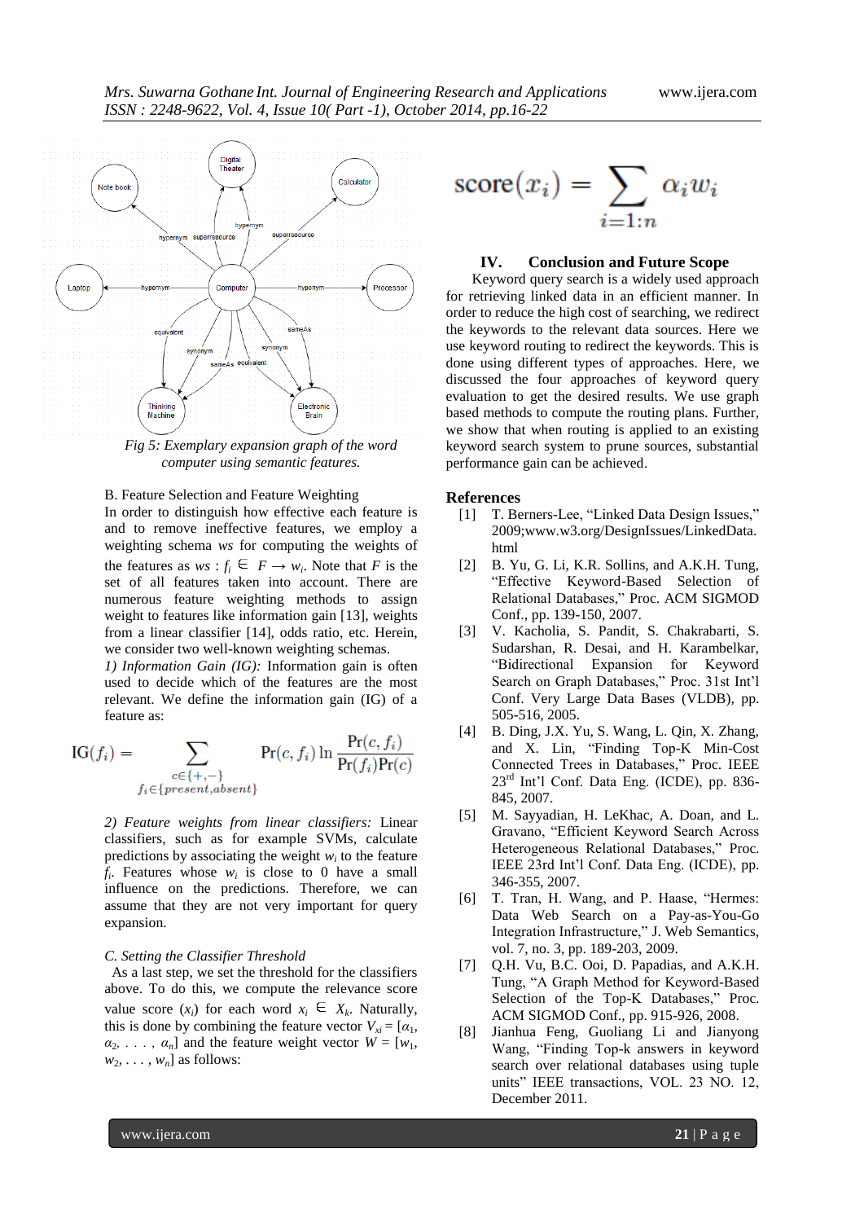Fig 5: Exemplary expansion graph of the word computer using semantic features.

B. Feature Selection and Feature Weighting

In order to distinguish how effective each feature is and to remove ineffective features, we employ a weighting schema *ws* for computing the weights of the features as $ws : f_i \in F \rightarrow w_i$. Note that $F$ is the set of all features taken into account. There are numerous feature weighting methods to assign weight to features like information gain [13], weights from a linear classifier [14], odds ratio, etc. Herein, we consider two well-known weighting schemas.

*1) Information Gain (IG):* Information gain is often used to decide which of the features are the most relevant. We define the information gain (IG) of a feature as:

$$\mathrm{IG}(f_i) = \sum_{\substack{c \in \{+,-\} \\ f_i \in \{present, absent\}}} \Pr(c, f_i) \ln \frac{\Pr(c, f_i)}{\Pr(f_i)\Pr(c)}$$

*2) Feature weights from linear classifiers:* Linear classifiers, such as for example SVMs, calculate predictions by associating the weight $w_i$ to the feature $f_i$. Features whose $w_i$ is close to 0 have a small influence on the predictions. Therefore, we can assume that they are not very important for query expansion.

*C. Setting the Classifier Threshold*

As a last step, we set the threshold for the classifiers above. To do this, we compute the relevance score value score ($x_i$) for each word $x_i \in X_k$. Naturally, this is done by combining the feature vector $V_{xi} = [\alpha_1, \alpha_2, \ldots, \alpha_n]$ and the feature weight vector $W = [w_1, w_2, \ldots, w_n]$ as follows:

$$\mathrm{score}(x_i) = \sum_{i=1:n} \alpha_i w_i$$

## IV. Conclusion and Future Scope

Keyword query search is a widely used approach for retrieving linked data in an efficient manner. In order to reduce the high cost of searching, we redirect the keywords to the relevant data sources. Here we use keyword routing to redirect the keywords. This is done using different types of approaches. Here, we discussed the four approaches of keyword query evaluation to get the desired results. We use graph based methods to compute the routing plans. Further, we show that when routing is applied to an existing keyword search system to prune sources, substantial performance gain can be achieved.

## References

[1] T. Berners-Lee, "Linked Data Design Issues," 2009;www.w3.org/DesignIssues/LinkedData.html

[2] B. Yu, G. Li, K.R. Sollins, and A.K.H. Tung, "Effective Keyword-Based Selection of Relational Databases," Proc. ACM SIGMOD Conf., pp. 139-150, 2007.

[3] V. Kacholia, S. Pandit, S. Chakrabarti, S. Sudarshan, R. Desai, and H. Karambelkar, "Bidirectional Expansion for Keyword Search on Graph Databases," Proc. 31st Int'l Conf. Very Large Data Bases (VLDB), pp. 505-516, 2005.

[4] B. Ding, J.X. Yu, S. Wang, L. Qin, X. Zhang, and X. Lin, "Finding Top-K Min-Cost Connected Trees in Databases," Proc. IEEE 23rd Int'l Conf. Data Eng. (ICDE), pp. 836-845, 2007.

[5] M. Sayyadian, H. LeKhac, A. Doan, and L. Gravano, "Efficient Keyword Search Across Heterogeneous Relational Databases," Proc. IEEE 23rd Int'l Conf. Data Eng. (ICDE), pp. 346-355, 2007.

[6] T. Tran, H. Wang, and P. Haase, "Hermes: Data Web Search on a Pay-as-You-Go Integration Infrastructure," J. Web Semantics, vol. 7, no. 3, pp. 189-203, 2009.

[7] Q.H. Vu, B.C. Ooi, D. Papadias, and A.K.H. Tung, "A Graph Method for Keyword-Based Selection of the Top-K Databases," Proc. ACM SIGMOD Conf., pp. 915-926, 2008.

[8] Jianhua Feng, Guoliang Li and Jianyong Wang, "Finding Top-k answers in keyword search over relational databases using tuple units" IEEE transactions, VOL. 23 NO. 12, December 2011.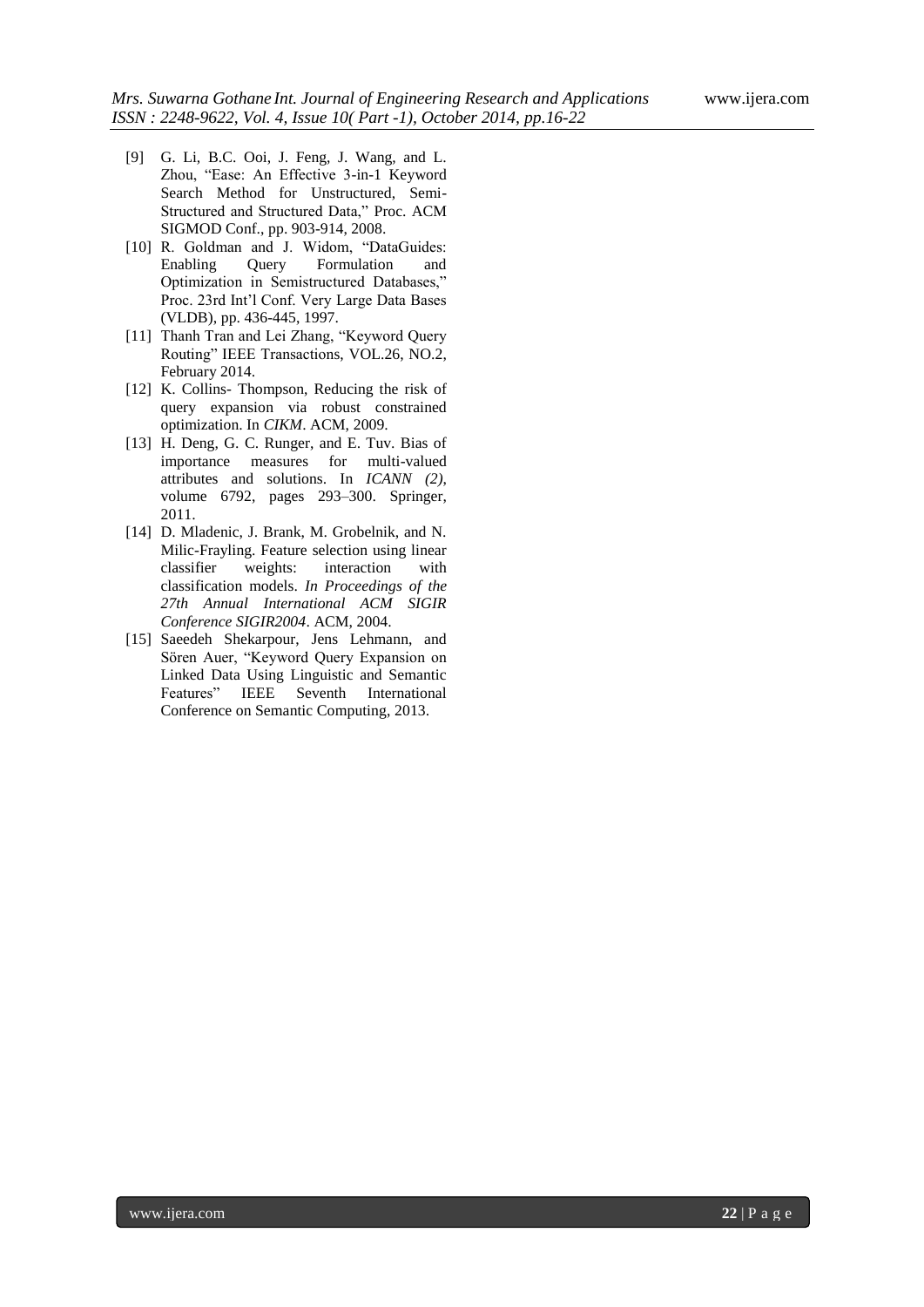[9] G. Li, B.C. Ooi, J. Feng, J. Wang, and L. Zhou, "Ease: An Effective 3-in-1 Keyword Search Method for Unstructured, Semi-Structured and Structured Data," Proc. ACM SIGMOD Conf., pp. 903-914, 2008.

[10] R. Goldman and J. Widom, "DataGuides: Enabling Query Formulation and Optimization in Semistructured Databases," Proc. 23rd Int'l Conf. Very Large Data Bases (VLDB), pp. 436-445, 1997.

[11] Thanh Tran and Lei Zhang, "Keyword Query Routing" IEEE Transactions, VOL.26, NO.2, February 2014.

[12] K. Collins- Thompson, Reducing the risk of query expansion via robust constrained optimization. In *CIKM*. ACM, 2009.

[13] H. Deng, G. C. Runger, and E. Tuv. Bias of importance measures for multi-valued attributes and solutions. In *ICANN (2)*, volume 6792, pages 293–300. Springer, 2011.

[14] D. Mladenic, J. Brank, M. Grobelnik, and N. Milic-Frayling. Feature selection using linear classifier weights: interaction with classification models. *In Proceedings of the 27th Annual International ACM SIGIR Conference SIGIR2004*. ACM, 2004.

[15] Saeedeh Shekarpour, Jens Lehmann, and Sören Auer, "Keyword Query Expansion on Linked Data Using Linguistic and Semantic Features" IEEE Seventh International Conference on Semantic Computing, 2013.